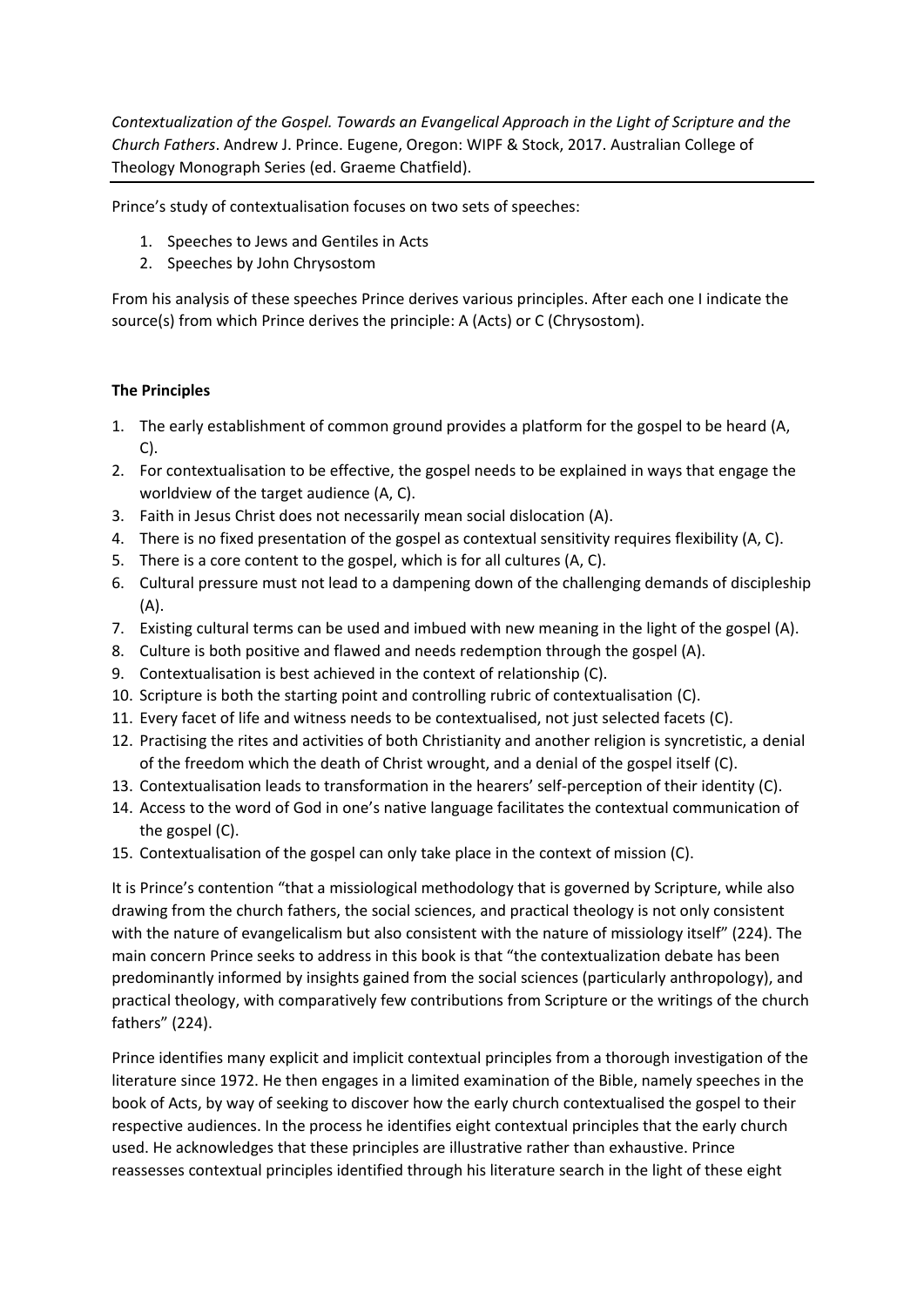*Contextualization of the Gospel. Towards an Evangelical Approach in the Light of Scripture and the Church Fathers*. Andrew J. Prince. Eugene, Oregon: WIPF & Stock, 2017. Australian College of Theology Monograph Series (ed. Graeme Chatfield).

---

Prince's study of contextualisation focuses on two sets of speeches:

1. Speeches to Jews and Gentiles in Acts
2. Speeches by John Chrysostom

From his analysis of these speeches Prince derives various principles. After each one I indicate the source(s) from which Prince derives the principle: A (Acts) or C (Chrysostom).

**The Principles**

1. The early establishment of common ground provides a platform for the gospel to be heard (A, C).
2. For contextualisation to be effective, the gospel needs to be explained in ways that engage the worldview of the target audience (A, C).
3. Faith in Jesus Christ does not necessarily mean social dislocation (A).
4. There is no fixed presentation of the gospel as contextual sensitivity requires flexibility (A, C).
5. There is a core content to the gospel, which is for all cultures (A, C).
6. Cultural pressure must not lead to a dampening down of the challenging demands of discipleship (A).
7. Existing cultural terms can be used and imbued with new meaning in the light of the gospel (A).
8. Culture is both positive and flawed and needs redemption through the gospel (A).
9. Contextualisation is best achieved in the context of relationship (C).
10. Scripture is both the starting point and controlling rubric of contextualisation (C).
11. Every facet of life and witness needs to be contextualised, not just selected facets (C).
12. Practising the rites and activities of both Christianity and another religion is syncretistic, a denial of the freedom which the death of Christ wrought, and a denial of the gospel itself (C).
13. Contextualisation leads to transformation in the hearers' self-perception of their identity (C).
14. Access to the word of God in one's native language facilitates the contextual communication of the gospel (C).
15. Contextualisation of the gospel can only take place in the context of mission (C).

It is Prince's contention "that a missiological methodology that is governed by Scripture, while also drawing from the church fathers, the social sciences, and practical theology is not only consistent with the nature of evangelicalism but also consistent with the nature of missiology itself" (224). The main concern Prince seeks to address in this book is that "the contextualization debate has been predominantly informed by insights gained from the social sciences (particularly anthropology), and practical theology, with comparatively few contributions from Scripture or the writings of the church fathers" (224).

Prince identifies many explicit and implicit contextual principles from a thorough investigation of the literature since 1972. He then engages in a limited examination of the Bible, namely speeches in the book of Acts, by way of seeking to discover how the early church contextualised the gospel to their respective audiences. In the process he identifies eight contextual principles that the early church used. He acknowledges that these principles are illustrative rather than exhaustive. Prince reassesses contextual principles identified through his literature search in the light of these eight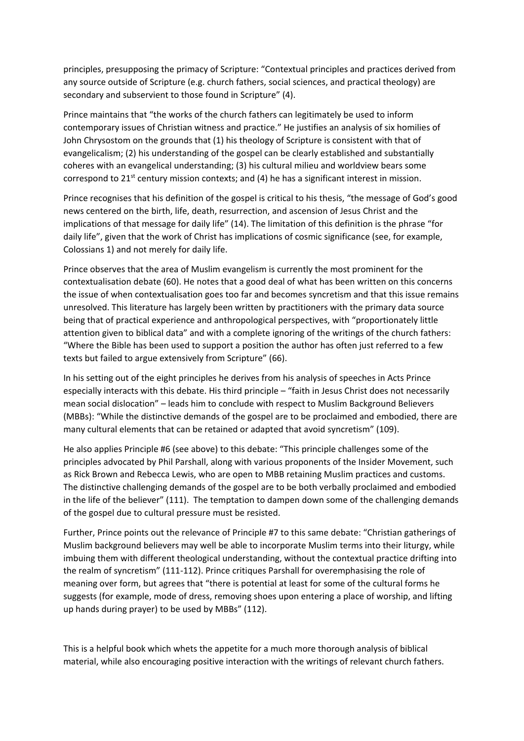principles, presupposing the primacy of Scripture: "Contextual principles and practices derived from any source outside of Scripture (e.g. church fathers, social sciences, and practical theology) are secondary and subservient to those found in Scripture" (4).

Prince maintains that "the works of the church fathers can legitimately be used to inform contemporary issues of Christian witness and practice." He justifies an analysis of six homilies of John Chrysostom on the grounds that (1) his theology of Scripture is consistent with that of evangelicalism; (2) his understanding of the gospel can be clearly established and substantially coheres with an evangelical understanding; (3) his cultural milieu and worldview bears some correspond to 21st century mission contexts; and (4) he has a significant interest in mission.

Prince recognises that his definition of the gospel is critical to his thesis, "the message of God's good news centered on the birth, life, death, resurrection, and ascension of Jesus Christ and the implications of that message for daily life" (14). The limitation of this definition is the phrase "for daily life", given that the work of Christ has implications of cosmic significance (see, for example, Colossians 1) and not merely for daily life.

Prince observes that the area of Muslim evangelism is currently the most prominent for the contextualisation debate (60). He notes that a good deal of what has been written on this concerns the issue of when contextualisation goes too far and becomes syncretism and that this issue remains unresolved. This literature has largely been written by practitioners with the primary data source being that of practical experience and anthropological perspectives, with "proportionately little attention given to biblical data" and with a complete ignoring of the writings of the church fathers: "Where the Bible has been used to support a position the author has often just referred to a few texts but failed to argue extensively from Scripture" (66).

In his setting out of the eight principles he derives from his analysis of speeches in Acts Prince especially interacts with this debate. His third principle – "faith in Jesus Christ does not necessarily mean social dislocation" – leads him to conclude with respect to Muslim Background Believers (MBBs): "While the distinctive demands of the gospel are to be proclaimed and embodied, there are many cultural elements that can be retained or adapted that avoid syncretism" (109).

He also applies Principle #6 (see above) to this debate: "This principle challenges some of the principles advocated by Phil Parshall, along with various proponents of the Insider Movement, such as Rick Brown and Rebecca Lewis, who are open to MBB retaining Muslim practices and customs. The distinctive challenging demands of the gospel are to be both verbally proclaimed and embodied in the life of the believer" (111). The temptation to dampen down some of the challenging demands of the gospel due to cultural pressure must be resisted.

Further, Prince points out the relevance of Principle #7 to this same debate: "Christian gatherings of Muslim background believers may well be able to incorporate Muslim terms into their liturgy, while imbuing them with different theological understanding, without the contextual practice drifting into the realm of syncretism" (111-112). Prince critiques Parshall for overemphasising the role of meaning over form, but agrees that "there is potential at least for some of the cultural forms he suggests (for example, mode of dress, removing shoes upon entering a place of worship, and lifting up hands during prayer) to be used by MBBs" (112).

This is a helpful book which whets the appetite for a much more thorough analysis of biblical material, while also encouraging positive interaction with the writings of relevant church fathers.